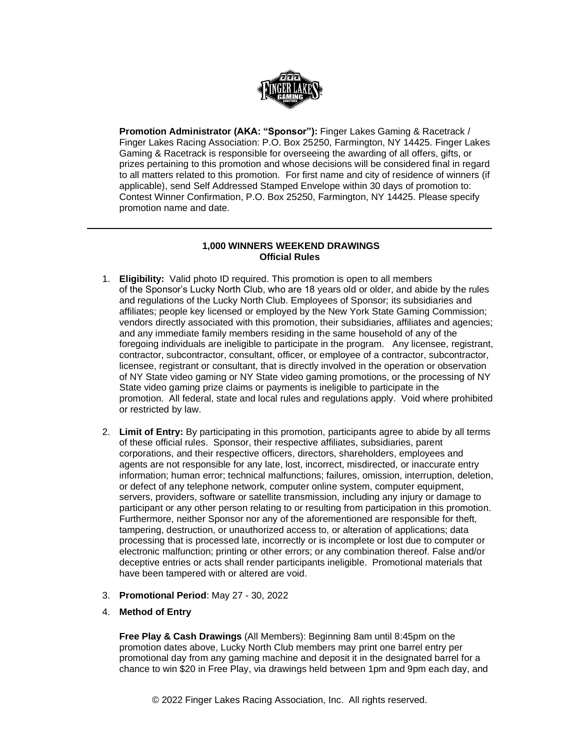**Promotion Administrator (AKA: "Sponsor"):** Finger Lakes Gaming & Racetrack / Finger Lakes Racing Association: P.O. Box 25250, Farmington, NY 14425. Finger Lakes Gaming & Racetrack is responsible for overseeing the awarding of all offers, gifts, or prizes pertaining to this promotion and whose decisions will be considered final in regard to all matters related to this promotion. For first name and city of residence of winners (if applicable), send Self Addressed Stamped Envelope within 30 days of promotion to: Contest Winner Confirmation, P.O. Box 25250, Farmington, NY 14425. Please specify promotion name and date.

---

**1,000 WINNERS WEEKEND DRAWINGS**
**Official Rules**

1. **Eligibility:** Valid photo ID required. This promotion is open to all members of the Sponsor's Lucky North Club, who are 18 years old or older, and abide by the rules and regulations of the Lucky North Club. Employees of Sponsor; its subsidiaries and affiliates; people key licensed or employed by the New York State Gaming Commission; vendors directly associated with this promotion, their subsidiaries, affiliates and agencies; and any immediate family members residing in the same household of any of the foregoing individuals are ineligible to participate in the program. Any licensee, registrant, contractor, subcontractor, consultant, officer, or employee of a contractor, subcontractor, licensee, registrant or consultant, that is directly involved in the operation or observation of NY State video gaming or NY State video gaming promotions, or the processing of NY State video gaming prize claims or payments is ineligible to participate in the promotion. All federal, state and local rules and regulations apply. Void where prohibited or restricted by law.

2. **Limit of Entry:** By participating in this promotion, participants agree to abide by all terms of these official rules. Sponsor, their respective affiliates, subsidiaries, parent corporations, and their respective officers, directors, shareholders, employees and agents are not responsible for any late, lost, incorrect, misdirected, or inaccurate entry information; human error; technical malfunctions; failures, omission, interruption, deletion, or defect of any telephone network, computer online system, computer equipment, servers, providers, software or satellite transmission, including any injury or damage to participant or any other person relating to or resulting from participation in this promotion. Furthermore, neither Sponsor nor any of the aforementioned are responsible for theft, tampering, destruction, or unauthorized access to, or alteration of applications; data processing that is processed late, incorrectly or is incomplete or lost due to computer or electronic malfunction; printing or other errors; or any combination thereof. False and/or deceptive entries or acts shall render participants ineligible. Promotional materials that have been tampered with or altered are void.

3. **Promotional Period**: May 27 - 30, 2022

4. **Method of Entry**

   **Free Play & Cash Drawings** (All Members): Beginning 8am until 8:45pm on the promotion dates above, Lucky North Club members may print one barrel entry per promotional day from any gaming machine and deposit it in the designated barrel for a chance to win $20 in Free Play, via drawings held between 1pm and 9pm each day, and

© 2022 Finger Lakes Racing Association, Inc. All rights reserved.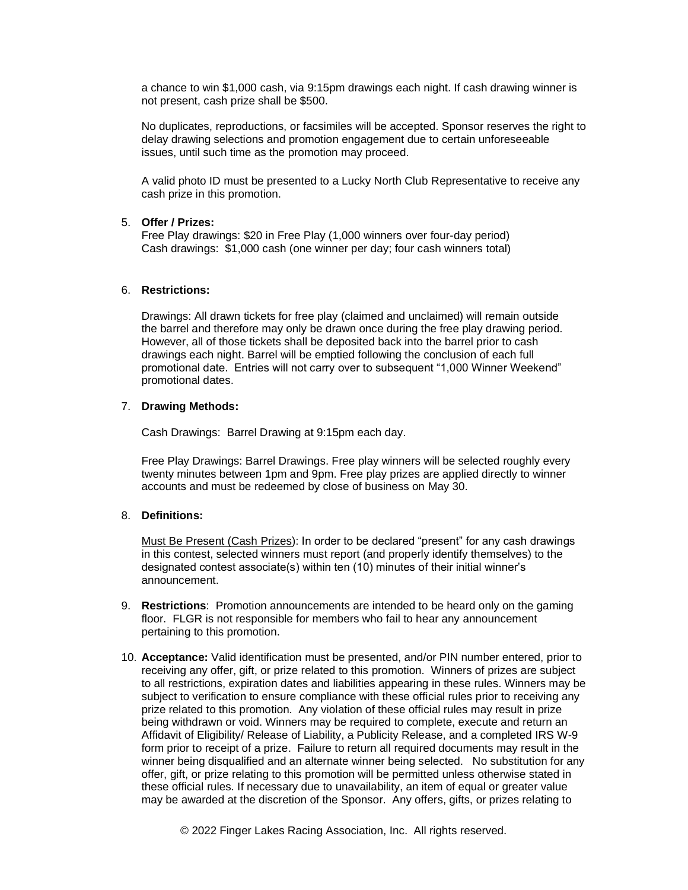a chance to win $1,000 cash, via 9:15pm drawings each night. If cash drawing winner is not present, cash prize shall be $500.

No duplicates, reproductions, or facsimiles will be accepted. Sponsor reserves the right to delay drawing selections and promotion engagement due to certain unforeseeable issues, until such time as the promotion may proceed.

A valid photo ID must be presented to a Lucky North Club Representative to receive any cash prize in this promotion.

5. **Offer / Prizes:**
   Free Play drawings: $20 in Free Play (1,000 winners over four-day period)
   Cash drawings: $1,000 cash (one winner per day; four cash winners total)

6. **Restrictions:**

   Drawings: All drawn tickets for free play (claimed and unclaimed) will remain outside the barrel and therefore may only be drawn once during the free play drawing period. However, all of those tickets shall be deposited back into the barrel prior to cash drawings each night. Barrel will be emptied following the conclusion of each full promotional date. Entries will not carry over to subsequent "1,000 Winner Weekend" promotional dates.

7. **Drawing Methods:**

   Cash Drawings: Barrel Drawing at 9:15pm each day.

   Free Play Drawings: Barrel Drawings. Free play winners will be selected roughly every twenty minutes between 1pm and 9pm. Free play prizes are applied directly to winner accounts and must be redeemed by close of business on May 30.

8. **Definitions:**

   Must Be Present (Cash Prizes): In order to be declared "present" for any cash drawings in this contest, selected winners must report (and properly identify themselves) to the designated contest associate(s) within ten (10) minutes of their initial winner's announcement.

9. **Restrictions**: Promotion announcements are intended to be heard only on the gaming floor. FLGR is not responsible for members who fail to hear any announcement pertaining to this promotion.

10. **Acceptance:** Valid identification must be presented, and/or PIN number entered, prior to receiving any offer, gift, or prize related to this promotion. Winners of prizes are subject to all restrictions, expiration dates and liabilities appearing in these rules. Winners may be subject to verification to ensure compliance with these official rules prior to receiving any prize related to this promotion. Any violation of these official rules may result in prize being withdrawn or void. Winners may be required to complete, execute and return an Affidavit of Eligibility/ Release of Liability, a Publicity Release, and a completed IRS W-9 form prior to receipt of a prize. Failure to return all required documents may result in the winner being disqualified and an alternate winner being selected. No substitution for any offer, gift, or prize relating to this promotion will be permitted unless otherwise stated in these official rules. If necessary due to unavailability, an item of equal or greater value may be awarded at the discretion of the Sponsor. Any offers, gifts, or prizes relating to

© 2022 Finger Lakes Racing Association, Inc. All rights reserved.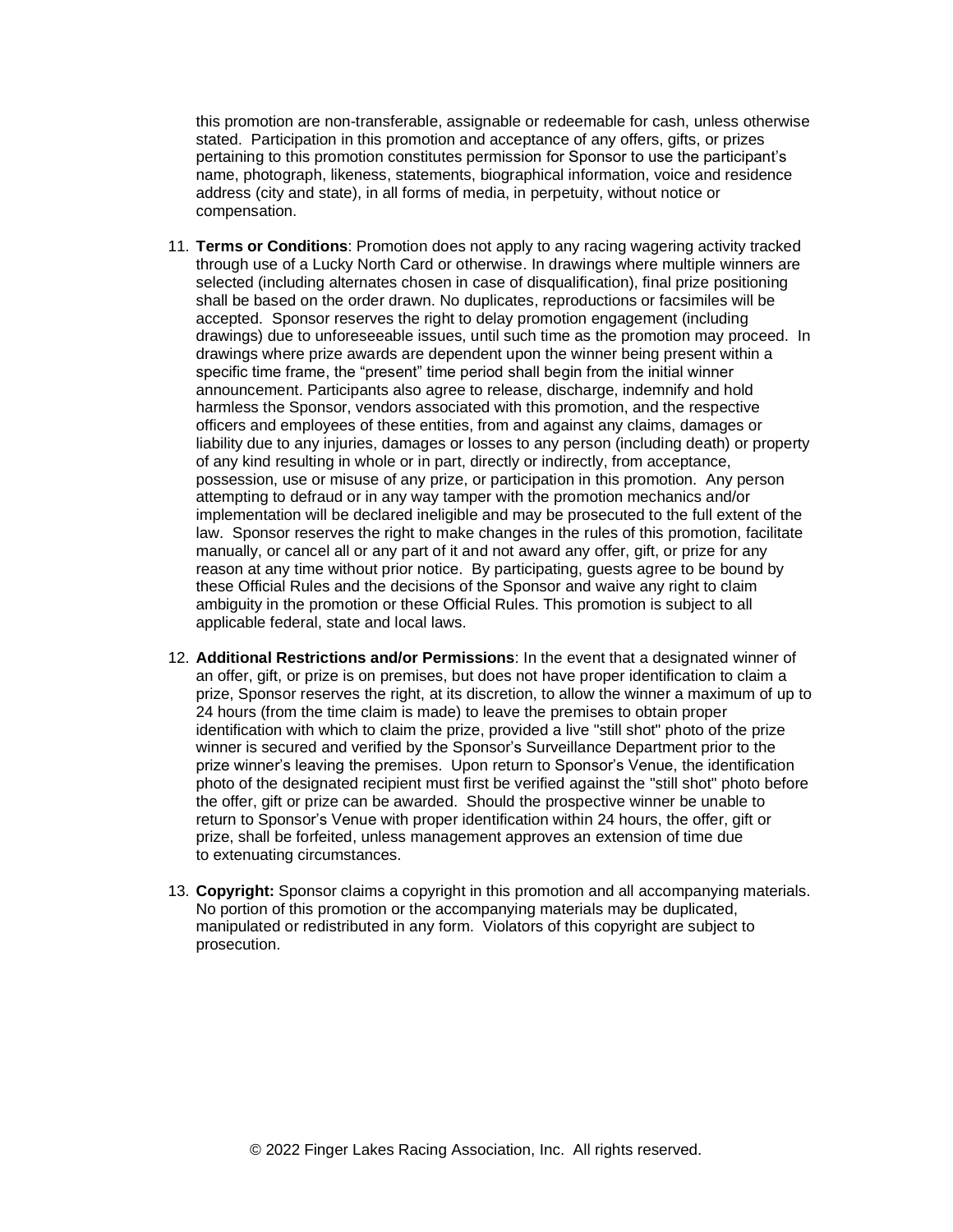this promotion are non-transferable, assignable or redeemable for cash, unless otherwise stated. Participation in this promotion and acceptance of any offers, gifts, or prizes pertaining to this promotion constitutes permission for Sponsor to use the participant's name, photograph, likeness, statements, biographical information, voice and residence address (city and state), in all forms of media, in perpetuity, without notice or compensation.

11. **Terms or Conditions**: Promotion does not apply to any racing wagering activity tracked through use of a Lucky North Card or otherwise. In drawings where multiple winners are selected (including alternates chosen in case of disqualification), final prize positioning shall be based on the order drawn. No duplicates, reproductions or facsimiles will be accepted. Sponsor reserves the right to delay promotion engagement (including drawings) due to unforeseeable issues, until such time as the promotion may proceed. In drawings where prize awards are dependent upon the winner being present within a specific time frame, the "present" time period shall begin from the initial winner announcement. Participants also agree to release, discharge, indemnify and hold harmless the Sponsor, vendors associated with this promotion, and the respective officers and employees of these entities, from and against any claims, damages or liability due to any injuries, damages or losses to any person (including death) or property of any kind resulting in whole or in part, directly or indirectly, from acceptance, possession, use or misuse of any prize, or participation in this promotion. Any person attempting to defraud or in any way tamper with the promotion mechanics and/or implementation will be declared ineligible and may be prosecuted to the full extent of the law. Sponsor reserves the right to make changes in the rules of this promotion, facilitate manually, or cancel all or any part of it and not award any offer, gift, or prize for any reason at any time without prior notice. By participating, guests agree to be bound by these Official Rules and the decisions of the Sponsor and waive any right to claim ambiguity in the promotion or these Official Rules. This promotion is subject to all applicable federal, state and local laws.

12. **Additional Restrictions and/or Permissions**: In the event that a designated winner of an offer, gift, or prize is on premises, but does not have proper identification to claim a prize, Sponsor reserves the right, at its discretion, to allow the winner a maximum of up to 24 hours (from the time claim is made) to leave the premises to obtain proper identification with which to claim the prize, provided a live "still shot" photo of the prize winner is secured and verified by the Sponsor's Surveillance Department prior to the prize winner's leaving the premises. Upon return to Sponsor's Venue, the identification photo of the designated recipient must first be verified against the "still shot" photo before the offer, gift or prize can be awarded. Should the prospective winner be unable to return to Sponsor's Venue with proper identification within 24 hours, the offer, gift or prize, shall be forfeited, unless management approves an extension of time due to extenuating circumstances.

13. **Copyright:** Sponsor claims a copyright in this promotion and all accompanying materials. No portion of this promotion or the accompanying materials may be duplicated, manipulated or redistributed in any form. Violators of this copyright are subject to prosecution.

© 2022 Finger Lakes Racing Association, Inc. All rights reserved.